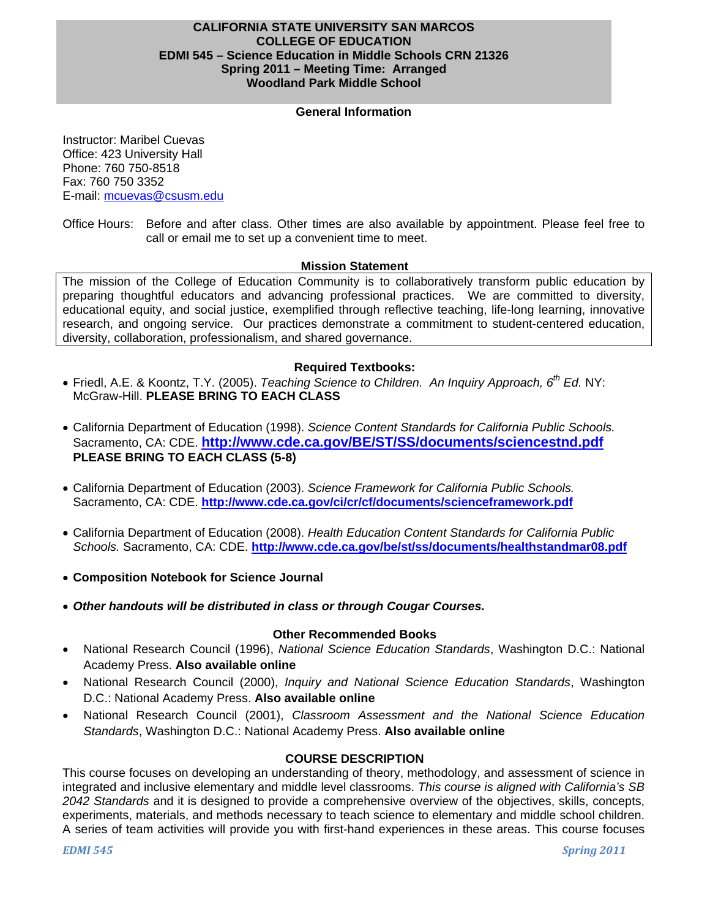# CALIFORNIA STATE UNIVERSITY SAN MARCOS
# COLLEGE OF EDUCATION
## EDMI 545 – Science Education in Middle Schools CRN 21326
## Spring 2011 – Meeting Time: Arranged
## Woodland Park Middle School

### General Information

Instructor: Maribel Cuevas
Office: 423 University Hall
Phone: 760 750-8518
Fax: 760 750 3352
E-mail: mcuevas@csusm.edu

Office Hours: Before and after class. Other times are also available by appointment. Please feel free to call or email me to set up a convenient time to meet.

### Mission Statement

The mission of the College of Education Community is to collaboratively transform public education by preparing thoughtful educators and advancing professional practices. We are committed to diversity, educational equity, and social justice, exemplified through reflective teaching, life-long learning, innovative research, and ongoing service. Our practices demonstrate a commitment to student-centered education, diversity, collaboration, professionalism, and shared governance.

### Required Textbooks:

- Friedl, A.E. & Koontz, T.Y. (2005). *Teaching Science to Children. An Inquiry Approach, 6th Ed.* NY: McGraw-Hill. **PLEASE BRING TO EACH CLASS**
- California Department of Education (1998). *Science Content Standards for California Public Schools.* Sacramento, CA: CDE. **http://www.cde.ca.gov/BE/ST/SS/documents/sciencestnd.pdf** **PLEASE BRING TO EACH CLASS (5-8)**
- California Department of Education (2003). *Science Framework for California Public Schools.* Sacramento, CA: CDE. **http://www.cde.ca.gov/ci/cr/cf/documents/scienceframework.pdf**
- California Department of Education (2008). *Health Education Content Standards for California Public Schools.* Sacramento, CA: CDE. **http://www.cde.ca.gov/be/st/ss/documents/healthstandmar08.pdf**
- **Composition Notebook for Science Journal**
- ***Other handouts will be distributed in class or through Cougar Courses.***

### Other Recommended Books

- National Research Council (1996), *National Science Education Standards*, Washington D.C.: National Academy Press. **Also available online**
- National Research Council (2000), *Inquiry and National Science Education Standards*, Washington D.C.: National Academy Press. **Also available online**
- National Research Council (2001), *Classroom Assessment and the National Science Education Standards*, Washington D.C.: National Academy Press. **Also available online**

### COURSE DESCRIPTION

This course focuses on developing an understanding of theory, methodology, and assessment of science in integrated and inclusive elementary and middle level classrooms. *This course is aligned with California's SB 2042 Standards* and it is designed to provide a comprehensive overview of the objectives, skills, concepts, experiments, materials, and methods necessary to teach science to elementary and middle school children. A series of team activities will provide you with first-hand experiences in these areas. This course focuses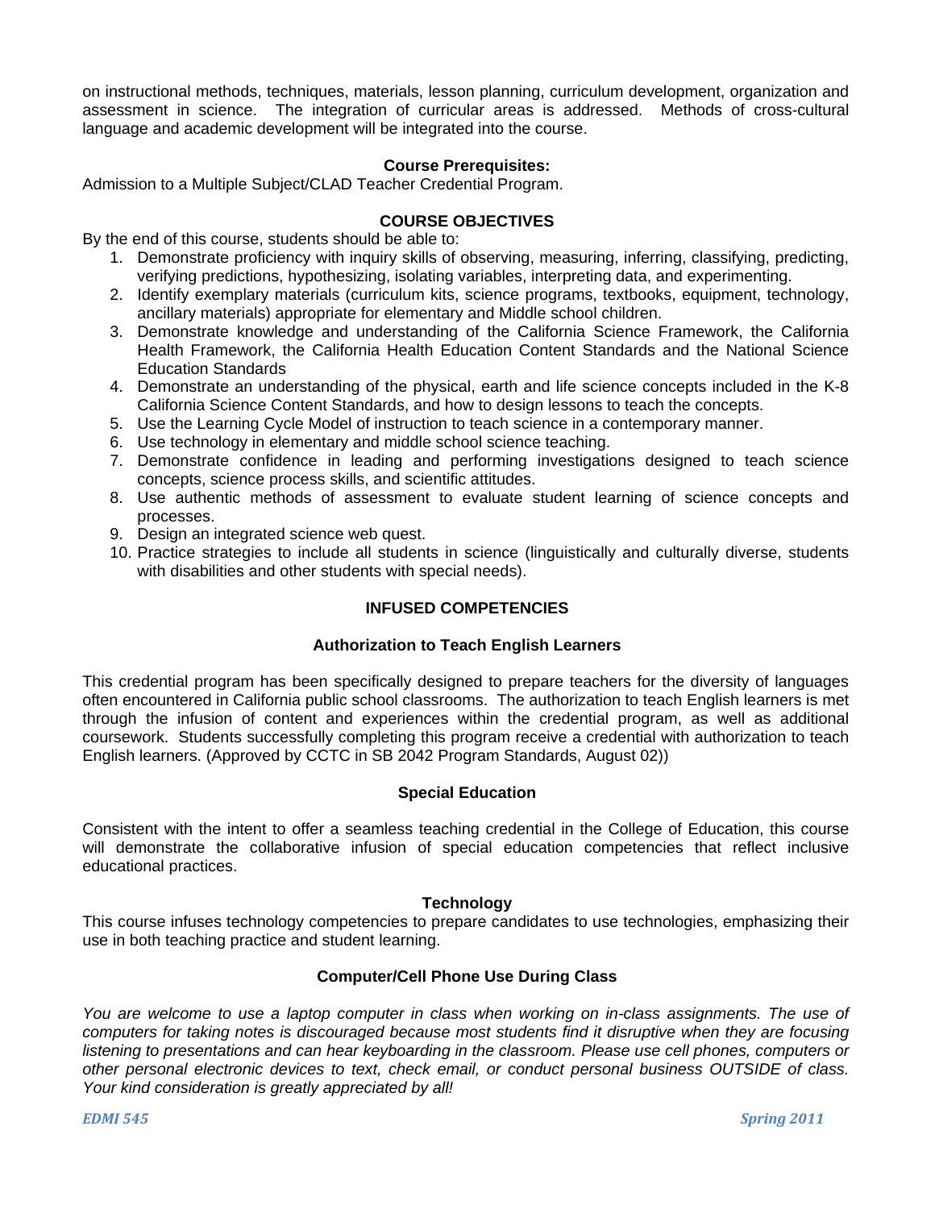on instructional methods, techniques, materials, lesson planning, curriculum development, organization and assessment in science. The integration of curricular areas is addressed. Methods of cross-cultural language and academic development will be integrated into the course.

**Course Prerequisites:**

Admission to a Multiple Subject/CLAD Teacher Credential Program.

## COURSE OBJECTIVES

By the end of this course, students should be able to:

1. Demonstrate proficiency with inquiry skills of observing, measuring, inferring, classifying, predicting, verifying predictions, hypothesizing, isolating variables, interpreting data, and experimenting.
2. Identify exemplary materials (curriculum kits, science programs, textbooks, equipment, technology, ancillary materials) appropriate for elementary and Middle school children.
3. Demonstrate knowledge and understanding of the California Science Framework, the California Health Framework, the California Health Education Content Standards and the National Science Education Standards
4. Demonstrate an understanding of the physical, earth and life science concepts included in the K-8 California Science Content Standards, and how to design lessons to teach the concepts.
5. Use the Learning Cycle Model of instruction to teach science in a contemporary manner.
6. Use technology in elementary and middle school science teaching.
7. Demonstrate confidence in leading and performing investigations designed to teach science concepts, science process skills, and scientific attitudes.
8. Use authentic methods of assessment to evaluate student learning of science concepts and processes.
9. Design an integrated science web quest.
10. Practice strategies to include all students in science (linguistically and culturally diverse, students with disabilities and other students with special needs).

## INFUSED COMPETENCIES

### Authorization to Teach English Learners

This credential program has been specifically designed to prepare teachers for the diversity of languages often encountered in California public school classrooms. The authorization to teach English learners is met through the infusion of content and experiences within the credential program, as well as additional coursework. Students successfully completing this program receive a credential with authorization to teach English learners. (Approved by CCTC in SB 2042 Program Standards, August 02))

### Special Education

Consistent with the intent to offer a seamless teaching credential in the College of Education, this course will demonstrate the collaborative infusion of special education competencies that reflect inclusive educational practices.

### Technology

This course infuses technology competencies to prepare candidates to use technologies, emphasizing their use in both teaching practice and student learning.

### Computer/Cell Phone Use During Class

*You are welcome to use a laptop computer in class when working on in-class assignments. The use of computers for taking notes is discouraged because most students find it disruptive when they are focusing listening to presentations and can hear keyboarding in the classroom. Please use cell phones, computers or other personal electronic devices to text, check email, or conduct personal business OUTSIDE of class. Your kind consideration is greatly appreciated by all!*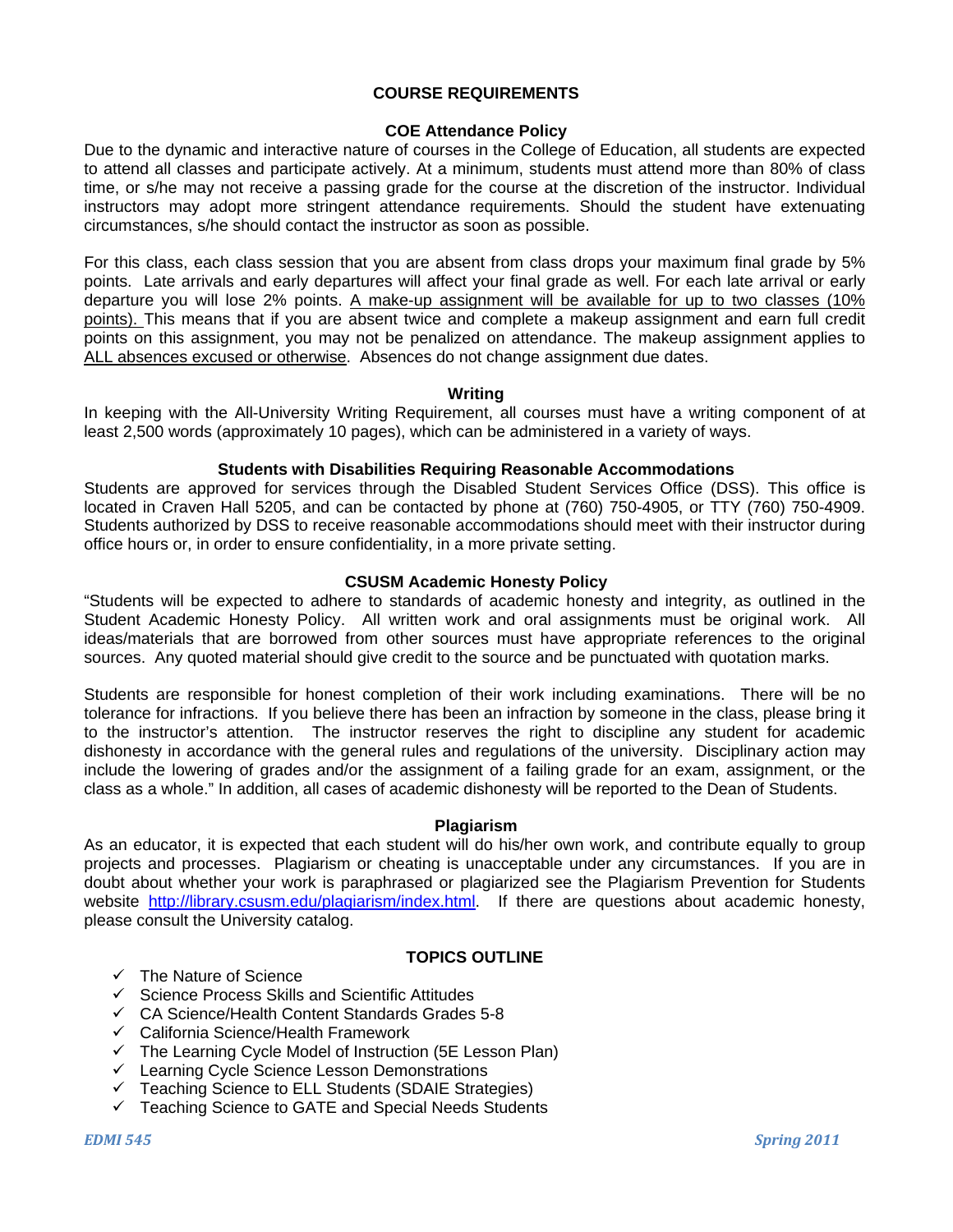## COURSE REQUIREMENTS

### COE Attendance Policy

Due to the dynamic and interactive nature of courses in the College of Education, all students are expected to attend all classes and participate actively. At a minimum, students must attend more than 80% of class time, or s/he may not receive a passing grade for the course at the discretion of the instructor. Individual instructors may adopt more stringent attendance requirements. Should the student have extenuating circumstances, s/he should contact the instructor as soon as possible.

For this class, each class session that you are absent from class drops your maximum final grade by 5% points. Late arrivals and early departures will affect your final grade as well. For each late arrival or early departure you will lose 2% points. A make-up assignment will be available for up to two classes (10% points). This means that if you are absent twice and complete a makeup assignment and earn full credit points on this assignment, you may not be penalized on attendance. The makeup assignment applies to ALL absences excused or otherwise. Absences do not change assignment due dates.

### Writing

In keeping with the All-University Writing Requirement, all courses must have a writing component of at least 2,500 words (approximately 10 pages), which can be administered in a variety of ways.

### Students with Disabilities Requiring Reasonable Accommodations

Students are approved for services through the Disabled Student Services Office (DSS). This office is located in Craven Hall 5205, and can be contacted by phone at (760) 750-4905, or TTY (760) 750-4909. Students authorized by DSS to receive reasonable accommodations should meet with their instructor during office hours or, in order to ensure confidentiality, in a more private setting.

### CSUSM Academic Honesty Policy

"Students will be expected to adhere to standards of academic honesty and integrity, as outlined in the Student Academic Honesty Policy. All written work and oral assignments must be original work. All ideas/materials that are borrowed from other sources must have appropriate references to the original sources. Any quoted material should give credit to the source and be punctuated with quotation marks.

Students are responsible for honest completion of their work including examinations. There will be no tolerance for infractions. If you believe there has been an infraction by someone in the class, please bring it to the instructor's attention. The instructor reserves the right to discipline any student for academic dishonesty in accordance with the general rules and regulations of the university. Disciplinary action may include the lowering of grades and/or the assignment of a failing grade for an exam, assignment, or the class as a whole." In addition, all cases of academic dishonesty will be reported to the Dean of Students.

### Plagiarism

As an educator, it is expected that each student will do his/her own work, and contribute equally to group projects and processes. Plagiarism or cheating is unacceptable under any circumstances. If you are in doubt about whether your work is paraphrased or plagiarized see the Plagiarism Prevention for Students website http://library.csusm.edu/plagiarism/index.html. If there are questions about academic honesty, please consult the University catalog.

## TOPICS OUTLINE

- ✓ The Nature of Science
- ✓ Science Process Skills and Scientific Attitudes
- ✓ CA Science/Health Content Standards Grades 5-8
- ✓ California Science/Health Framework
- ✓ The Learning Cycle Model of Instruction (5E Lesson Plan)
- ✓ Learning Cycle Science Lesson Demonstrations
- ✓ Teaching Science to ELL Students (SDAIE Strategies)
- ✓ Teaching Science to GATE and Special Needs Students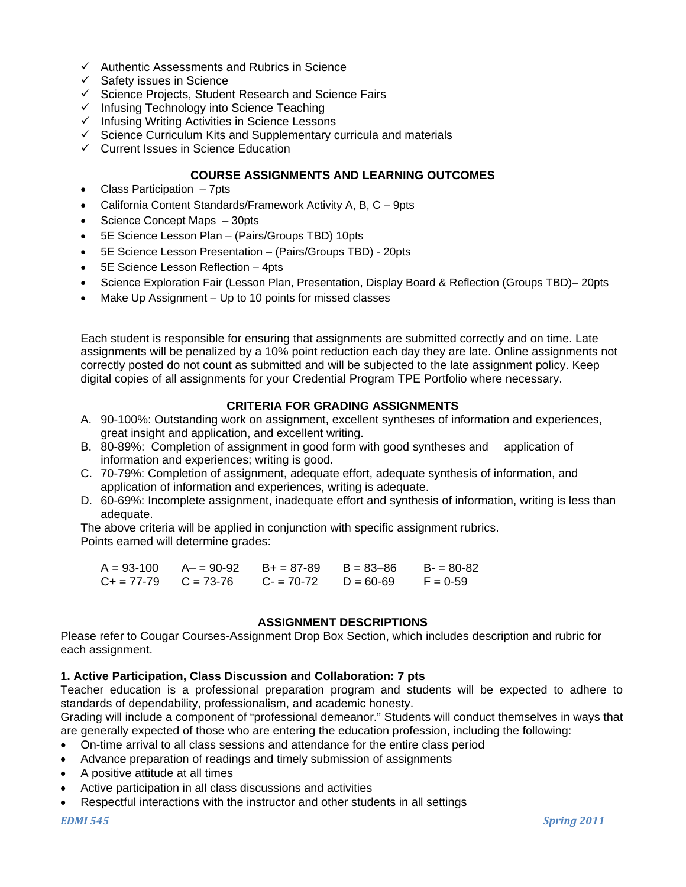- ✓ Authentic Assessments and Rubrics in Science
- ✓ Safety issues in Science
- ✓ Science Projects, Student Research and Science Fairs
- ✓ Infusing Technology into Science Teaching
- ✓ Infusing Writing Activities in Science Lessons
- ✓ Science Curriculum Kits and Supplementary curricula and materials
- ✓ Current Issues in Science Education

## COURSE ASSIGNMENTS AND LEARNING OUTCOMES

- Class Participation – 7pts
- California Content Standards/Framework Activity A, B, C – 9pts
- Science Concept Maps – 30pts
- 5E Science Lesson Plan – (Pairs/Groups TBD) 10pts
- 5E Science Lesson Presentation – (Pairs/Groups TBD) - 20pts
- 5E Science Lesson Reflection – 4pts
- Science Exploration Fair (Lesson Plan, Presentation, Display Board & Reflection (Groups TBD)– 20pts
- Make Up Assignment – Up to 10 points for missed classes

Each student is responsible for ensuring that assignments are submitted correctly and on time. Late assignments will be penalized by a 10% point reduction each day they are late. Online assignments not correctly posted do not count as submitted and will be subjected to the late assignment policy. Keep digital copies of all assignments for your Credential Program TPE Portfolio where necessary.

## CRITERIA FOR GRADING ASSIGNMENTS

A. 90-100%: Outstanding work on assignment, excellent syntheses of information and experiences, great insight and application, and excellent writing.
B. 80-89%: Completion of assignment in good form with good syntheses and application of information and experiences; writing is good.
C. 70-79%: Completion of assignment, adequate effort, adequate synthesis of information, and application of information and experiences, writing is adequate.
D. 60-69%: Incomplete assignment, inadequate effort and synthesis of information, writing is less than adequate.

The above criteria will be applied in conjunction with specific assignment rubrics.
Points earned will determine grades:

| | | | | |
|---|---|---|---|---|
| A = 93-100 | A– = 90-92 | B+ = 87-89 | B = 83–86 | B- = 80-82 |
| C+ = 77-79 | C = 73-76 | C- = 70-72 | D = 60-69 | F = 0-59 |

## ASSIGNMENT DESCRIPTIONS

Please refer to Cougar Courses-Assignment Drop Box Section, which includes description and rubric for each assignment.

### 1. Active Participation, Class Discussion and Collaboration: 7 pts

Teacher education is a professional preparation program and students will be expected to adhere to standards of dependability, professionalism, and academic honesty.
Grading will include a component of "professional demeanor." Students will conduct themselves in ways that are generally expected of those who are entering the education profession, including the following:

- On-time arrival to all class sessions and attendance for the entire class period
- Advance preparation of readings and timely submission of assignments
- A positive attitude at all times
- Active participation in all class discussions and activities
- Respectful interactions with the instructor and other students in all settings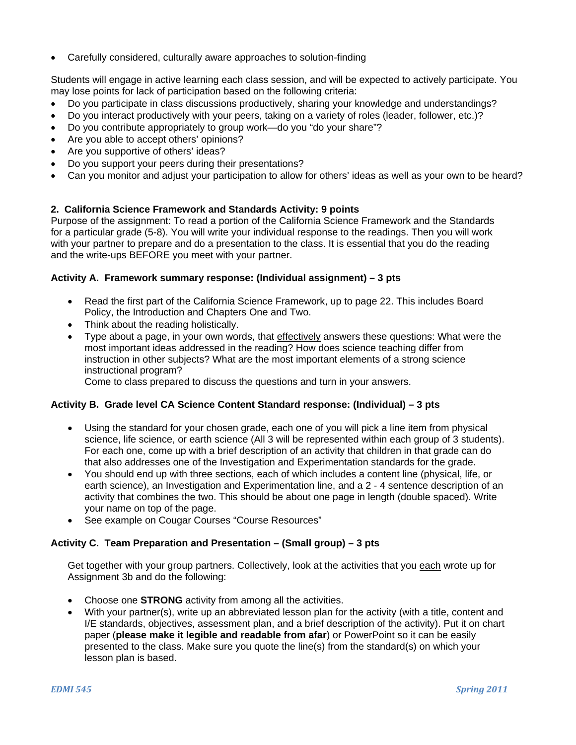- Carefully considered, culturally aware approaches to solution-finding

Students will engage in active learning each class session, and will be expected to actively participate. You may lose points for lack of participation based on the following criteria:

- Do you participate in class discussions productively, sharing your knowledge and understandings?
- Do you interact productively with your peers, taking on a variety of roles (leader, follower, etc.)?
- Do you contribute appropriately to group work—do you "do your share"?
- Are you able to accept others' opinions?
- Are you supportive of others' ideas?
- Do you support your peers during their presentations?
- Can you monitor and adjust your participation to allow for others' ideas as well as your own to be heard?

**2. California Science Framework and Standards Activity: 9 points**

Purpose of the assignment: To read a portion of the California Science Framework and the Standards for a particular grade (5-8). You will write your individual response to the readings. Then you will work with your partner to prepare and do a presentation to the class. It is essential that you do the reading and the write-ups BEFORE you meet with your partner.

**Activity A. Framework summary response: (Individual assignment) – 3 pts**

- Read the first part of the California Science Framework, up to page 22. This includes Board Policy, the Introduction and Chapters One and Two.
- Think about the reading holistically.
- Type about a page, in your own words, that <u>effectively</u> answers these questions: What were the most important ideas addressed in the reading? How does science teaching differ from instruction in other subjects? What are the most important elements of a strong science instructional program?

  Come to class prepared to discuss the questions and turn in your answers.

**Activity B. Grade level CA Science Content Standard response: (Individual) – 3 pts**

- Using the standard for your chosen grade, each one of you will pick a line item from physical science, life science, or earth science (All 3 will be represented within each group of 3 students). For each one, come up with a brief description of an activity that children in that grade can do that also addresses one of the Investigation and Experimentation standards for the grade.
- You should end up with three sections, each of which includes a content line (physical, life, or earth science), an Investigation and Experimentation line, and a 2 - 4 sentence description of an activity that combines the two. This should be about one page in length (double spaced). Write your name on top of the page.
- See example on Cougar Courses "Course Resources"

**Activity C. Team Preparation and Presentation – (Small group) – 3 pts**

Get together with your group partners. Collectively, look at the activities that you <u>each</u> wrote up for Assignment 3b and do the following:

- Choose one **STRONG** activity from among all the activities.
- With your partner(s), write up an abbreviated lesson plan for the activity (with a title, content and I/E standards, objectives, assessment plan, and a brief description of the activity). Put it on chart paper (**please make it legible and readable from afar**) or PowerPoint so it can be easily presented to the class. Make sure you quote the line(s) from the standard(s) on which your lesson plan is based.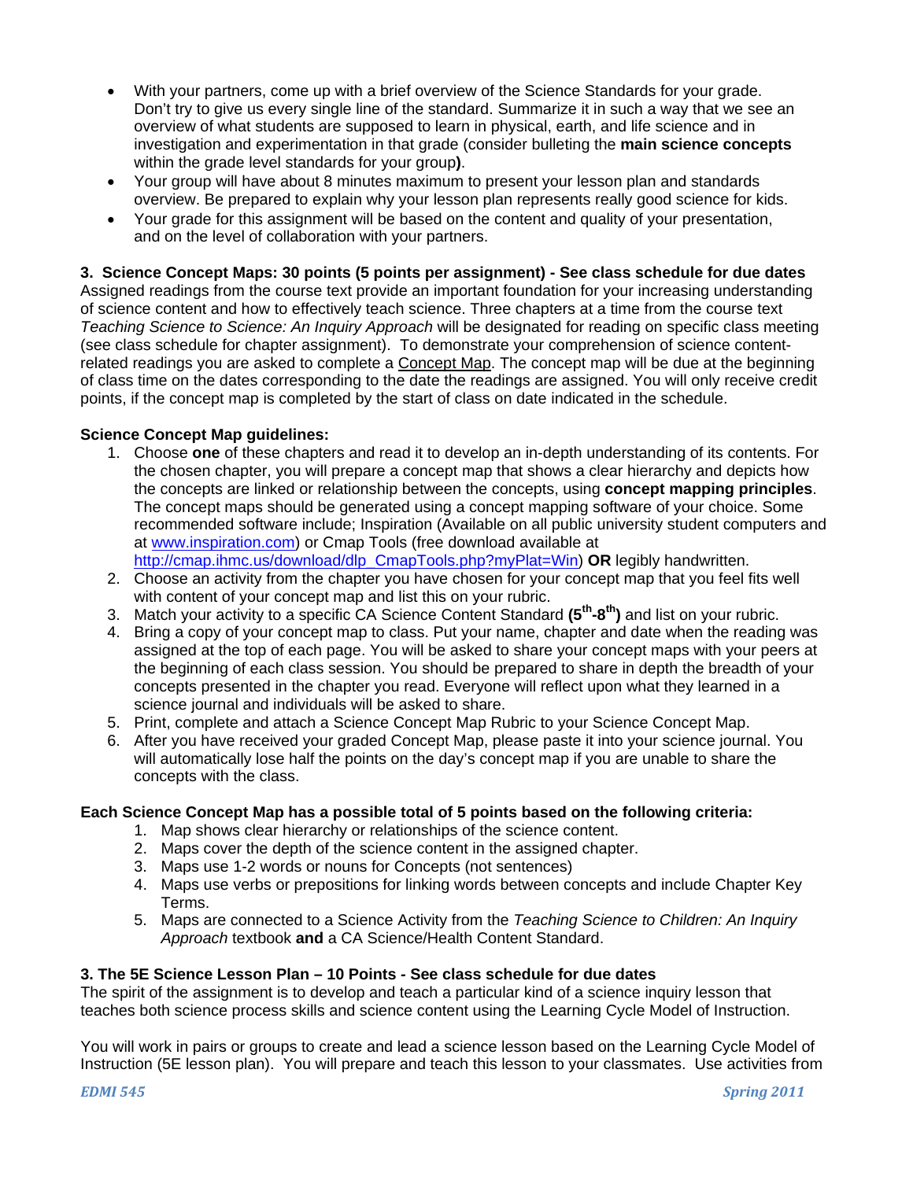- With your partners, come up with a brief overview of the Science Standards for your grade. Don't try to give us every single line of the standard. Summarize it in such a way that we see an overview of what students are supposed to learn in physical, earth, and life science and in investigation and experimentation in that grade (consider bulleting the **main science concepts** within the grade level standards for your group**)**.
- Your group will have about 8 minutes maximum to present your lesson plan and standards overview. Be prepared to explain why your lesson plan represents really good science for kids.
- Your grade for this assignment will be based on the content and quality of your presentation, and on the level of collaboration with your partners.

**3. Science Concept Maps: 30 points (5 points per assignment) - See class schedule for due dates**

Assigned readings from the course text provide an important foundation for your increasing understanding of science content and how to effectively teach science. Three chapters at a time from the course text *Teaching Science to Science: An Inquiry Approach* will be designated for reading on specific class meeting (see class schedule for chapter assignment). To demonstrate your comprehension of science content-related readings you are asked to complete a Concept Map. The concept map will be due at the beginning of class time on the dates corresponding to the date the readings are assigned. You will only receive credit points, if the concept map is completed by the start of class on date indicated in the schedule.

**Science Concept Map guidelines:**

1. Choose **one** of these chapters and read it to develop an in-depth understanding of its contents. For the chosen chapter, you will prepare a concept map that shows a clear hierarchy and depicts how the concepts are linked or relationship between the concepts, using **concept mapping principles**. The concept maps should be generated using a concept mapping software of your choice. Some recommended software include; Inspiration (Available on all public university student computers and at www.inspiration.com) or Cmap Tools (free download available at http://cmap.ihmc.us/download/dlp_CmapTools.php?myPlat=Win) **OR** legibly handwritten.
2. Choose an activity from the chapter you have chosen for your concept map that you feel fits well with content of your concept map and list this on your rubric.
3. Match your activity to a specific CA Science Content Standard **(5th-8th)** and list on your rubric.
4. Bring a copy of your concept map to class. Put your name, chapter and date when the reading was assigned at the top of each page. You will be asked to share your concept maps with your peers at the beginning of each class session. You should be prepared to share in depth the breadth of your concepts presented in the chapter you read. Everyone will reflect upon what they learned in a science journal and individuals will be asked to share.
5. Print, complete and attach a Science Concept Map Rubric to your Science Concept Map.
6. After you have received your graded Concept Map, please paste it into your science journal. You will automatically lose half the points on the day's concept map if you are unable to share the concepts with the class.

**Each Science Concept Map has a possible total of 5 points based on the following criteria:**

1. Map shows clear hierarchy or relationships of the science content.
2. Maps cover the depth of the science content in the assigned chapter.
3. Maps use 1-2 words or nouns for Concepts (not sentences)
4. Maps use verbs or prepositions for linking words between concepts and include Chapter Key Terms.
5. Maps are connected to a Science Activity from the *Teaching Science to Children: An Inquiry Approach* textbook **and** a CA Science/Health Content Standard.

**3. The 5E Science Lesson Plan – 10 Points - See class schedule for due dates**

The spirit of the assignment is to develop and teach a particular kind of a science inquiry lesson that teaches both science process skills and science content using the Learning Cycle Model of Instruction.

You will work in pairs or groups to create and lead a science lesson based on the Learning Cycle Model of Instruction (5E lesson plan). You will prepare and teach this lesson to your classmates. Use activities from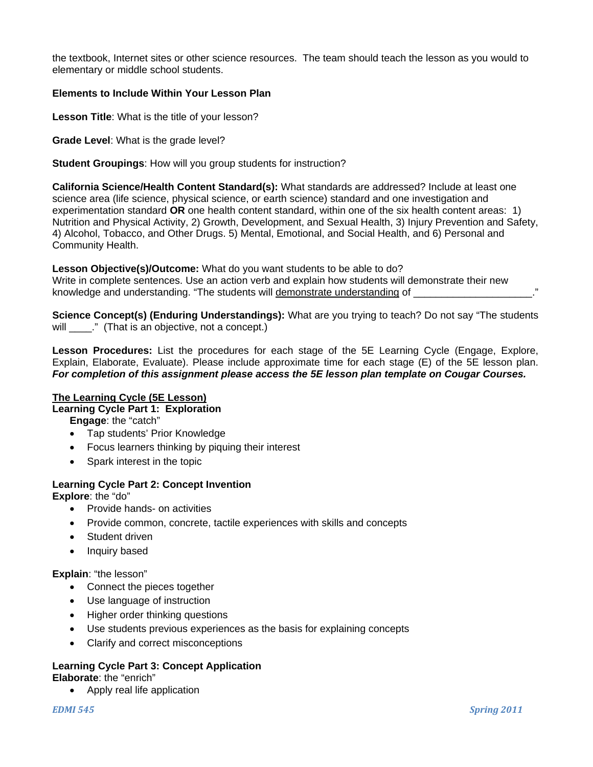the textbook, Internet sites or other science resources. The team should teach the lesson as you would to elementary or middle school students.

**Elements to Include Within Your Lesson Plan**

**Lesson Title**: What is the title of your lesson?

**Grade Level**: What is the grade level?

**Student Groupings**: How will you group students for instruction?

**California Science/Health Content Standard(s):** What standards are addressed? Include at least one science area (life science, physical science, or earth science) standard and one investigation and experimentation standard **OR** one health content standard, within one of the six health content areas: 1) Nutrition and Physical Activity, 2) Growth, Development, and Sexual Health, 3) Injury Prevention and Safety, 4) Alcohol, Tobacco, and Other Drugs. 5) Mental, Emotional, and Social Health, and 6) Personal and Community Health.

**Lesson Objective(s)/Outcome:** What do you want students to be able to do?
Write in complete sentences. Use an action verb and explain how students will demonstrate their new knowledge and understanding. "The students will <u>demonstrate understanding</u> of ____________________."

**Science Concept(s) (Enduring Understandings):** What are you trying to teach? Do not say "The students will ____." (That is an objective, not a concept.)

**Lesson Procedures:** List the procedures for each stage of the 5E Learning Cycle (Engage, Explore, Explain, Elaborate, Evaluate). Please include approximate time for each stage (E) of the 5E lesson plan. ***For completion of this assignment please access the 5E lesson plan template on Cougar Courses.***

**<u>The Learning Cycle (5E Lesson)</u>**
**Learning Cycle Part 1: Exploration**
**Engage**: the "catch"

- Tap students' Prior Knowledge
- Focus learners thinking by piquing their interest
- Spark interest in the topic

**Learning Cycle Part 2: Concept Invention**
**Explore**: the "do"

- Provide hands- on activities
- Provide common, concrete, tactile experiences with skills and concepts
- Student driven
- Inquiry based

**Explain**: "the lesson"

- Connect the pieces together
- Use language of instruction
- Higher order thinking questions
- Use students previous experiences as the basis for explaining concepts
- Clarify and correct misconceptions

**Learning Cycle Part 3: Concept Application**
**Elaborate**: the "enrich"

- Apply real life application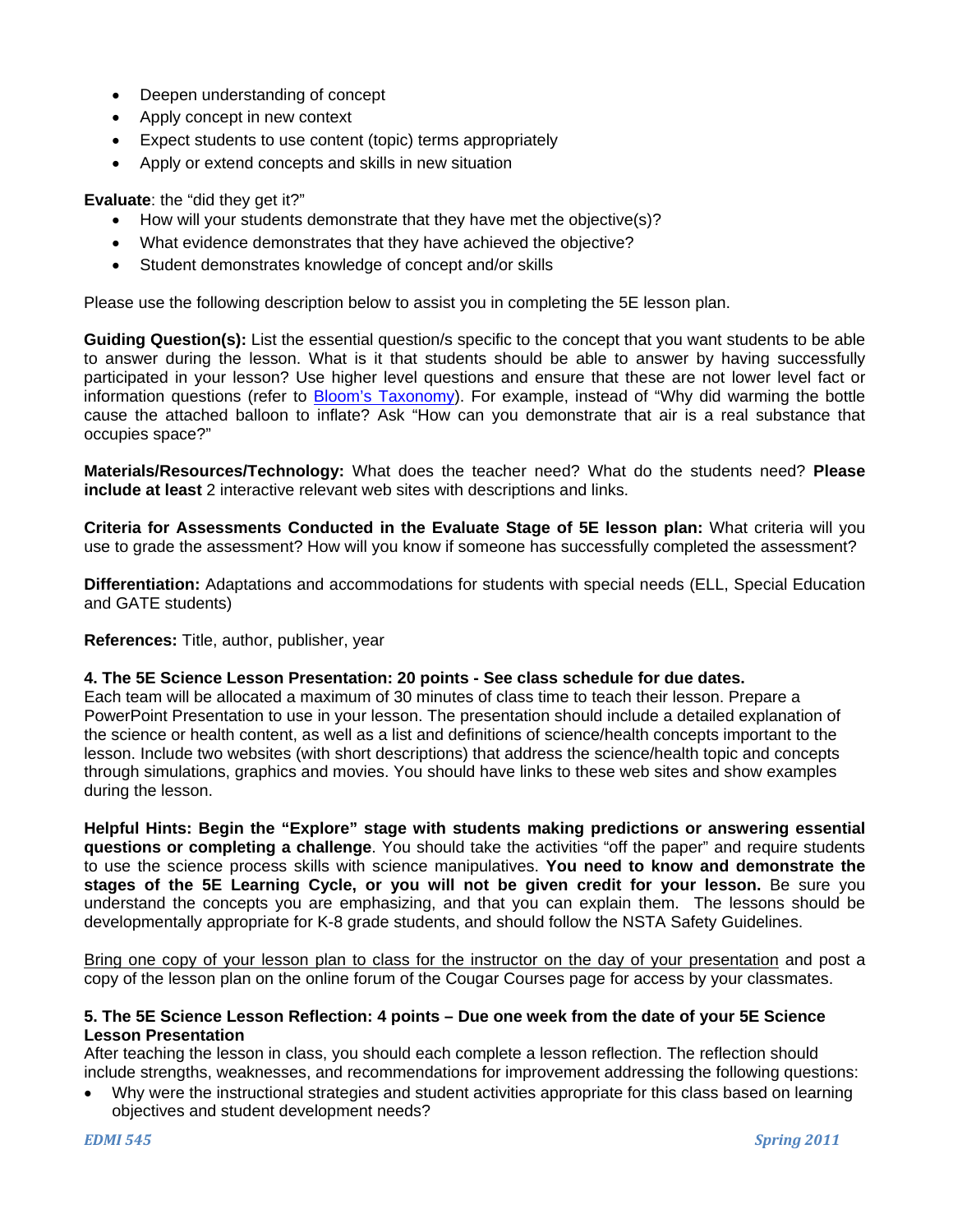- Deepen understanding of concept
- Apply concept in new context
- Expect students to use content (topic) terms appropriately
- Apply or extend concepts and skills in new situation

**Evaluate**: the "did they get it?"

- How will your students demonstrate that they have met the objective(s)?
- What evidence demonstrates that they have achieved the objective?
- Student demonstrates knowledge of concept and/or skills

Please use the following description below to assist you in completing the 5E lesson plan.

**Guiding Question(s):** List the essential question/s specific to the concept that you want students to be able to answer during the lesson. What is it that students should be able to answer by having successfully participated in your lesson? Use higher level questions and ensure that these are not lower level fact or information questions (refer to Bloom's Taxonomy). For example, instead of "Why did warming the bottle cause the attached balloon to inflate? Ask "How can you demonstrate that air is a real substance that occupies space?"

**Materials/Resources/Technology:** What does the teacher need? What do the students need? **Please include at least** 2 interactive relevant web sites with descriptions and links.

**Criteria for Assessments Conducted in the Evaluate Stage of 5E lesson plan:** What criteria will you use to grade the assessment? How will you know if someone has successfully completed the assessment?

**Differentiation:** Adaptations and accommodations for students with special needs (ELL, Special Education and GATE students)

**References:** Title, author, publisher, year

**4. The 5E Science Lesson Presentation: 20 points - See class schedule for due dates.**

Each team will be allocated a maximum of 30 minutes of class time to teach their lesson. Prepare a PowerPoint Presentation to use in your lesson. The presentation should include a detailed explanation of the science or health content, as well as a list and definitions of science/health concepts important to the lesson. Include two websites (with short descriptions) that address the science/health topic and concepts through simulations, graphics and movies. You should have links to these web sites and show examples during the lesson.

**Helpful Hints: Begin the "Explore" stage with students making predictions or answering essential questions or completing a challenge**. You should take the activities "off the paper" and require students to use the science process skills with science manipulatives. **You need to know and demonstrate the stages of the 5E Learning Cycle, or you will not be given credit for your lesson.** Be sure you understand the concepts you are emphasizing, and that you can explain them. The lessons should be developmentally appropriate for K-8 grade students, and should follow the NSTA Safety Guidelines.

<u>Bring one copy of your lesson plan to class for the instructor on the day of your presentation</u> and post a copy of the lesson plan on the online forum of the Cougar Courses page for access by your classmates.

**5. The 5E Science Lesson Reflection: 4 points – Due one week from the date of your 5E Science Lesson Presentation**

After teaching the lesson in class, you should each complete a lesson reflection. The reflection should include strengths, weaknesses, and recommendations for improvement addressing the following questions:

- Why were the instructional strategies and student activities appropriate for this class based on learning objectives and student development needs?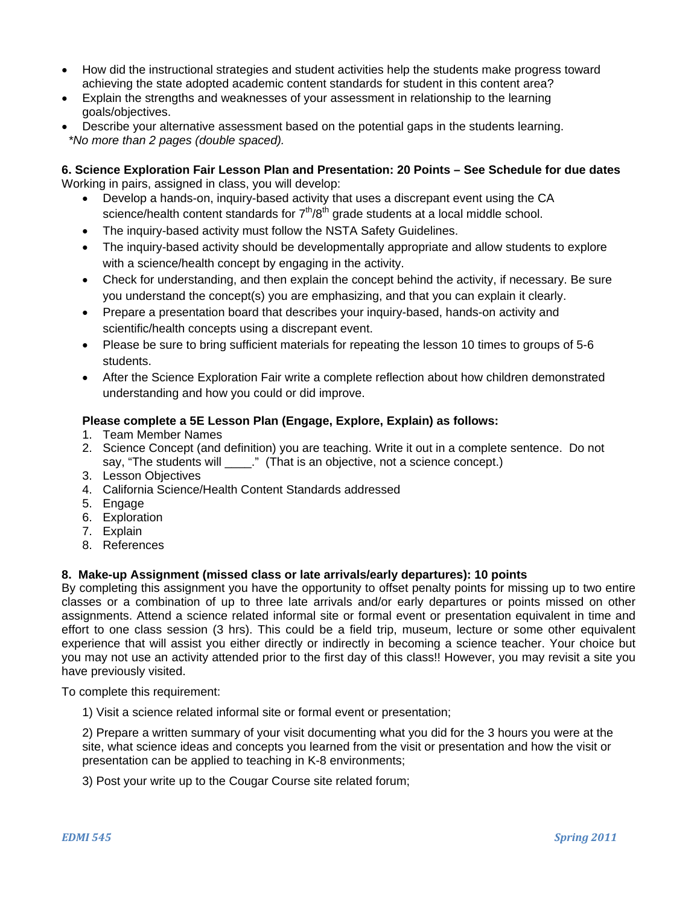- How did the instructional strategies and student activities help the students make progress toward achieving the state adopted academic content standards for student in this content area?
- Explain the strengths and weaknesses of your assessment in relationship to the learning goals/objectives.
- Describe your alternative assessment based on the potential gaps in the students learning.

*\*No more than 2 pages (double spaced).*

**6. Science Exploration Fair Lesson Plan and Presentation: 20 Points – See Schedule for due dates**

Working in pairs, assigned in class, you will develop:

- Develop a hands-on, inquiry-based activity that uses a discrepant event using the CA science/health content standards for 7th/8th grade students at a local middle school.
- The inquiry-based activity must follow the NSTA Safety Guidelines.
- The inquiry-based activity should be developmentally appropriate and allow students to explore with a science/health concept by engaging in the activity.
- Check for understanding, and then explain the concept behind the activity, if necessary. Be sure you understand the concept(s) you are emphasizing, and that you can explain it clearly.
- Prepare a presentation board that describes your inquiry-based, hands-on activity and scientific/health concepts using a discrepant event.
- Please be sure to bring sufficient materials for repeating the lesson 10 times to groups of 5-6 students.
- After the Science Exploration Fair write a complete reflection about how children demonstrated understanding and how you could or did improve.

**Please complete a 5E Lesson Plan (Engage, Explore, Explain) as follows:**

1. Team Member Names
2. Science Concept (and definition) you are teaching. Write it out in a complete sentence. Do not say, "The students will ____." (That is an objective, not a science concept.)
3. Lesson Objectives
4. California Science/Health Content Standards addressed
5. Engage
6. Exploration
7. Explain
8. References

**8. Make-up Assignment (missed class or late arrivals/early departures): 10 points**

By completing this assignment you have the opportunity to offset penalty points for missing up to two entire classes or a combination of up to three late arrivals and/or early departures or points missed on other assignments. Attend a science related informal site or formal event or presentation equivalent in time and effort to one class session (3 hrs). This could be a field trip, museum, lecture or some other equivalent experience that will assist you either directly or indirectly in becoming a science teacher. Your choice but you may not use an activity attended prior to the first day of this class!! However, you may revisit a site you have previously visited.

To complete this requirement:

1) Visit a science related informal site or formal event or presentation;

2) Prepare a written summary of your visit documenting what you did for the 3 hours you were at the site, what science ideas and concepts you learned from the visit or presentation and how the visit or presentation can be applied to teaching in K-8 environments;

3) Post your write up to the Cougar Course site related forum;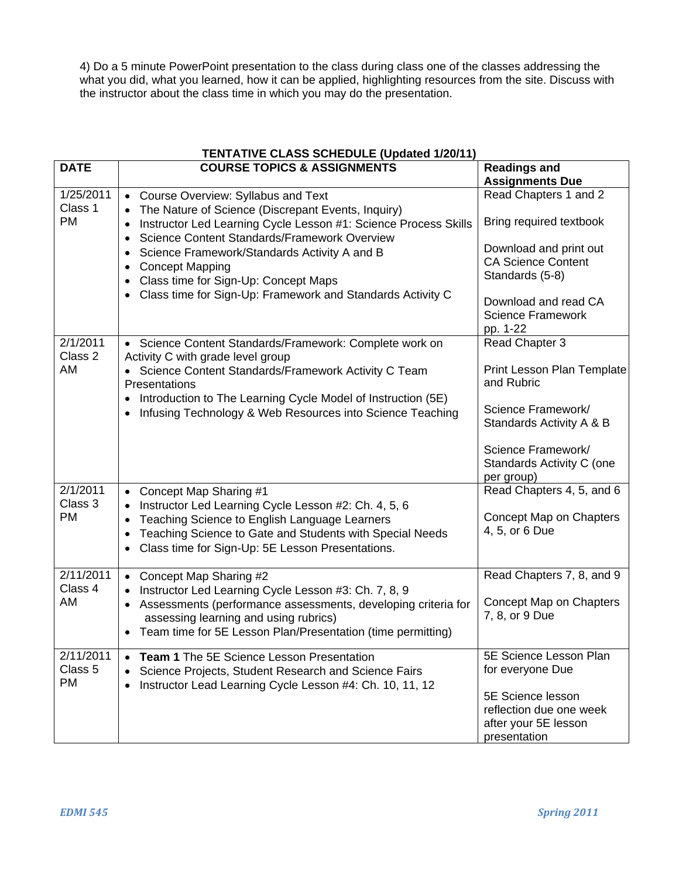4) Do a 5 minute PowerPoint presentation to the class during class one of the classes addressing the what you did, what you learned, how it can be applied, highlighting resources from the site. Discuss with the instructor about the class time in which you may do the presentation.

**TENTATIVE CLASS SCHEDULE (Updated 1/20/11)**

| DATE | COURSE TOPICS & ASSIGNMENTS | Readings and Assignments Due |
|---|---|---|
| 1/25/2011 Class 1 PM | • Course Overview: Syllabus and Text<br>• The Nature of Science (Discrepant Events, Inquiry)<br>• Instructor Led Learning Cycle Lesson #1: Science Process Skills<br>• Science Content Standards/Framework Overview<br>• Science Framework/Standards Activity A and B<br>• Concept Mapping<br>• Class time for Sign-Up: Concept Maps<br>• Class time for Sign-Up: Framework and Standards Activity C | Read Chapters 1 and 2<br><br>Bring required textbook<br><br>Download and print out CA Science Content Standards (5-8)<br><br>Download and read CA Science Framework pp. 1-22 |
| 2/1/2011 Class 2 AM | • Science Content Standards/Framework: Complete work on Activity C with grade level group<br>• Science Content Standards/Framework Activity C Team Presentations<br>• Introduction to The Learning Cycle Model of Instruction (5E)<br>• Infusing Technology & Web Resources into Science Teaching | Read Chapter 3<br><br>Print Lesson Plan Template and Rubric<br><br>Science Framework/ Standards Activity A & B<br><br>Science Framework/ Standards Activity C (one per group) |
| 2/1/2011 Class 3 PM | • Concept Map Sharing #1<br>• Instructor Led Learning Cycle Lesson #2: Ch. 4, 5, 6<br>• Teaching Science to English Language Learners<br>• Teaching Science to Gate and Students with Special Needs<br>• Class time for Sign-Up: 5E Lesson Presentations. | Read Chapters 4, 5, and 6<br><br>Concept Map on Chapters 4, 5, or 6 Due |
| 2/11/2011 Class 4 AM | • Concept Map Sharing #2<br>• Instructor Led Learning Cycle Lesson #3: Ch. 7, 8, 9<br>• Assessments (performance assessments, developing criteria for assessing learning and using rubrics)<br>• Team time for 5E Lesson Plan/Presentation (time permitting) | Read Chapters 7, 8, and 9<br><br>Concept Map on Chapters 7, 8, or 9 Due |
| 2/11/2011 Class 5 PM | • **Team 1** The 5E Science Lesson Presentation<br>• Science Projects, Student Research and Science Fairs<br>• Instructor Lead Learning Cycle Lesson #4: Ch. 10, 11, 12 | 5E Science Lesson Plan for everyone Due<br><br>5E Science lesson reflection due one week after your 5E lesson presentation |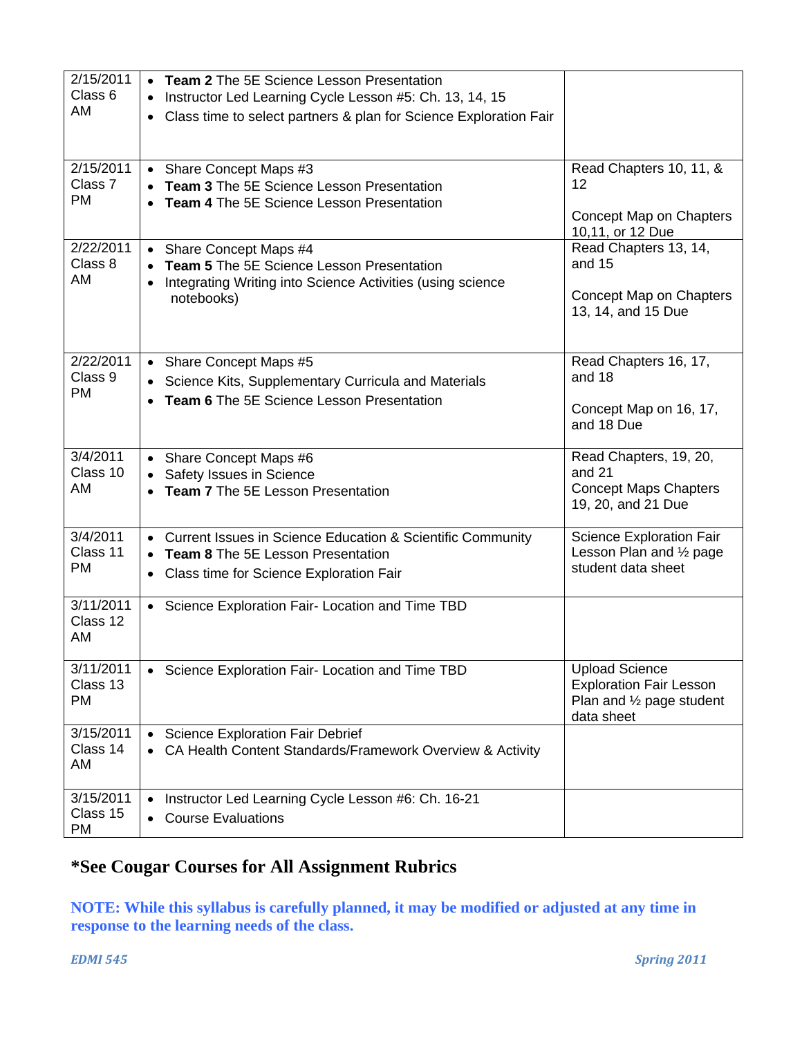| | | |
|---|---|---|
| 2/15/2011<br>Class 6<br>AM | • **Team 2** The 5E Science Lesson Presentation<br>• Instructor Led Learning Cycle Lesson #5: Ch. 13, 14, 15<br>• Class time to select partners & plan for Science Exploration Fair | |
| 2/15/2011<br>Class 7<br>PM | • Share Concept Maps #3<br>• **Team 3** The 5E Science Lesson Presentation<br>• **Team 4** The 5E Science Lesson Presentation | Read Chapters 10, 11, & 12<br><br>Concept Map on Chapters 10,11, or 12 Due |
| 2/22/2011<br>Class 8<br>AM | • Share Concept Maps #4<br>• **Team 5** The 5E Science Lesson Presentation<br>• Integrating Writing into Science Activities (using science notebooks) | Read Chapters 13, 14, and 15<br><br>Concept Map on Chapters 13, 14, and 15 Due |
| 2/22/2011<br>Class 9<br>PM | • Share Concept Maps #5<br>• Science Kits, Supplementary Curricula and Materials<br>• **Team 6** The 5E Science Lesson Presentation | Read Chapters 16, 17, and 18<br><br>Concept Map on 16, 17, and 18 Due |
| 3/4/2011<br>Class 10<br>AM | • Share Concept Maps #6<br>• Safety Issues in Science<br>• **Team 7** The 5E Lesson Presentation | Read Chapters, 19, 20, and 21<br>Concept Maps Chapters 19, 20, and 21 Due |
| 3/4/2011<br>Class 11<br>PM | • Current Issues in Science Education & Scientific Community<br>• **Team 8** The 5E Lesson Presentation<br>• Class time for Science Exploration Fair | Science Exploration Fair Lesson Plan and ½ page student data sheet |
| 3/11/2011<br>Class 12<br>AM | • Science Exploration Fair- Location and Time TBD | |
| 3/11/2011<br>Class 13<br>PM | • Science Exploration Fair- Location and Time TBD | Upload Science Exploration Fair Lesson Plan and ½ page student data sheet |
| 3/15/2011<br>Class 14<br>AM | • Science Exploration Fair Debrief<br>• CA Health Content Standards/Framework Overview & Activity | |
| 3/15/2011<br>Class 15<br>PM | • Instructor Led Learning Cycle Lesson #6: Ch. 16-21<br>• Course Evaluations | |

## *See Cougar Courses for All Assignment Rubrics

**NOTE: While this syllabus is carefully planned, it may be modified or adjusted at any time in response to the learning needs of the class.**